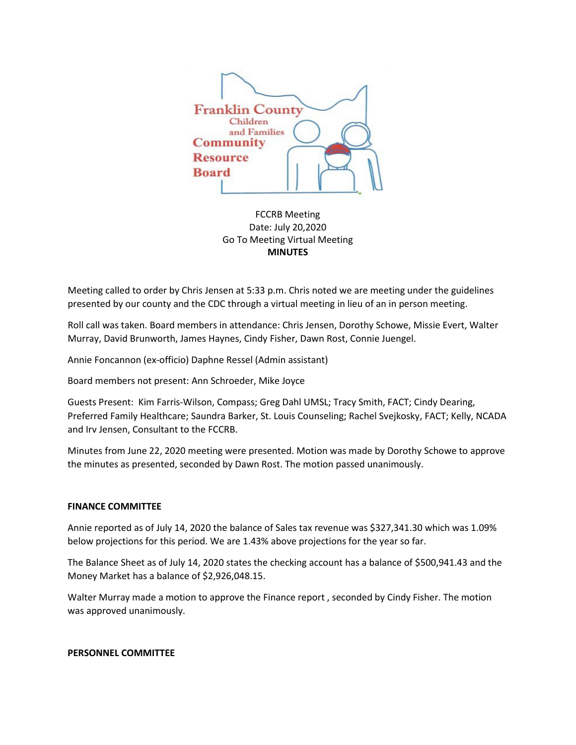Franklin County Children and Families Community Resource Board

FCCRB Meeting
Date: July 20,2020
Go To Meeting Virtual Meeting
**MINUTES**

Meeting called to order by Chris Jensen at 5:33 p.m. Chris noted we are meeting under the guidelines presented by our county and the CDC through a virtual meeting in lieu of an in person meeting.

Roll call was taken. Board members in attendance: Chris Jensen, Dorothy Schowe, Missie Evert, Walter Murray, David Brunworth, James Haynes, Cindy Fisher, Dawn Rost, Connie Juengel.

Annie Foncannon (ex-officio) Daphne Ressel (Admin assistant)

Board members not present: Ann Schroeder, Mike Joyce

Guests Present: Kim Farris-Wilson, Compass; Greg Dahl UMSL; Tracy Smith, FACT; Cindy Dearing, Preferred Family Healthcare; Saundra Barker, St. Louis Counseling; Rachel Svejkosky, FACT; Kelly, NCADA and Irv Jensen, Consultant to the FCCRB.

Minutes from June 22, 2020 meeting were presented. Motion was made by Dorothy Schowe to approve the minutes as presented, seconded by Dawn Rost. The motion passed unanimously.

**FINANCE COMMITTEE**

Annie reported as of July 14, 2020 the balance of Sales tax revenue was $327,341.30 which was 1.09% below projections for this period. We are 1.43% above projections for the year so far.

The Balance Sheet as of July 14, 2020 states the checking account has a balance of $500,941.43 and the Money Market has a balance of $2,926,048.15.

Walter Murray made a motion to approve the Finance report , seconded by Cindy Fisher. The motion was approved unanimously.

**PERSONNEL COMMITTEE**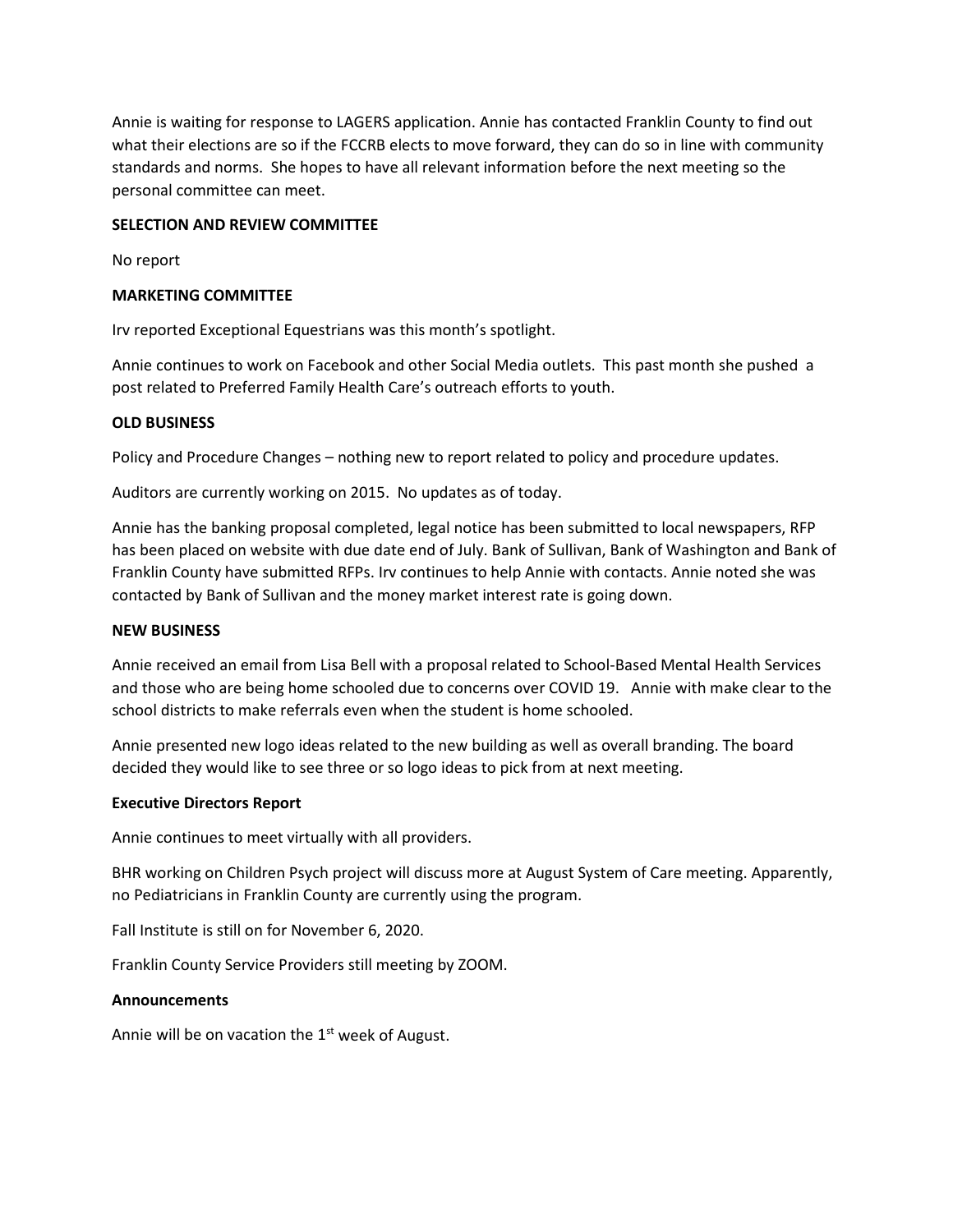Annie is waiting for response to LAGERS application. Annie has contacted Franklin County to find out what their elections are so if the FCCRB elects to move forward, they can do so in line with community standards and norms. She hopes to have all relevant information before the next meeting so the personal committee can meet.

**SELECTION AND REVIEW COMMITTEE**

No report

**MARKETING COMMITTEE**

Irv reported Exceptional Equestrians was this month's spotlight.

Annie continues to work on Facebook and other Social Media outlets. This past month she pushed a post related to Preferred Family Health Care's outreach efforts to youth.

**OLD BUSINESS**

Policy and Procedure Changes – nothing new to report related to policy and procedure updates.

Auditors are currently working on 2015. No updates as of today.

Annie has the banking proposal completed, legal notice has been submitted to local newspapers, RFP has been placed on website with due date end of July. Bank of Sullivan, Bank of Washington and Bank of Franklin County have submitted RFPs. Irv continues to help Annie with contacts. Annie noted she was contacted by Bank of Sullivan and the money market interest rate is going down.

**NEW BUSINESS**

Annie received an email from Lisa Bell with a proposal related to School-Based Mental Health Services and those who are being home schooled due to concerns over COVID 19. Annie with make clear to the school districts to make referrals even when the student is home schooled.

Annie presented new logo ideas related to the new building as well as overall branding. The board decided they would like to see three or so logo ideas to pick from at next meeting.

**Executive Directors Report**

Annie continues to meet virtually with all providers.

BHR working on Children Psych project will discuss more at August System of Care meeting. Apparently, no Pediatricians in Franklin County are currently using the program.

Fall Institute is still on for November 6, 2020.

Franklin County Service Providers still meeting by ZOOM.

**Announcements**

Annie will be on vacation the 1st week of August.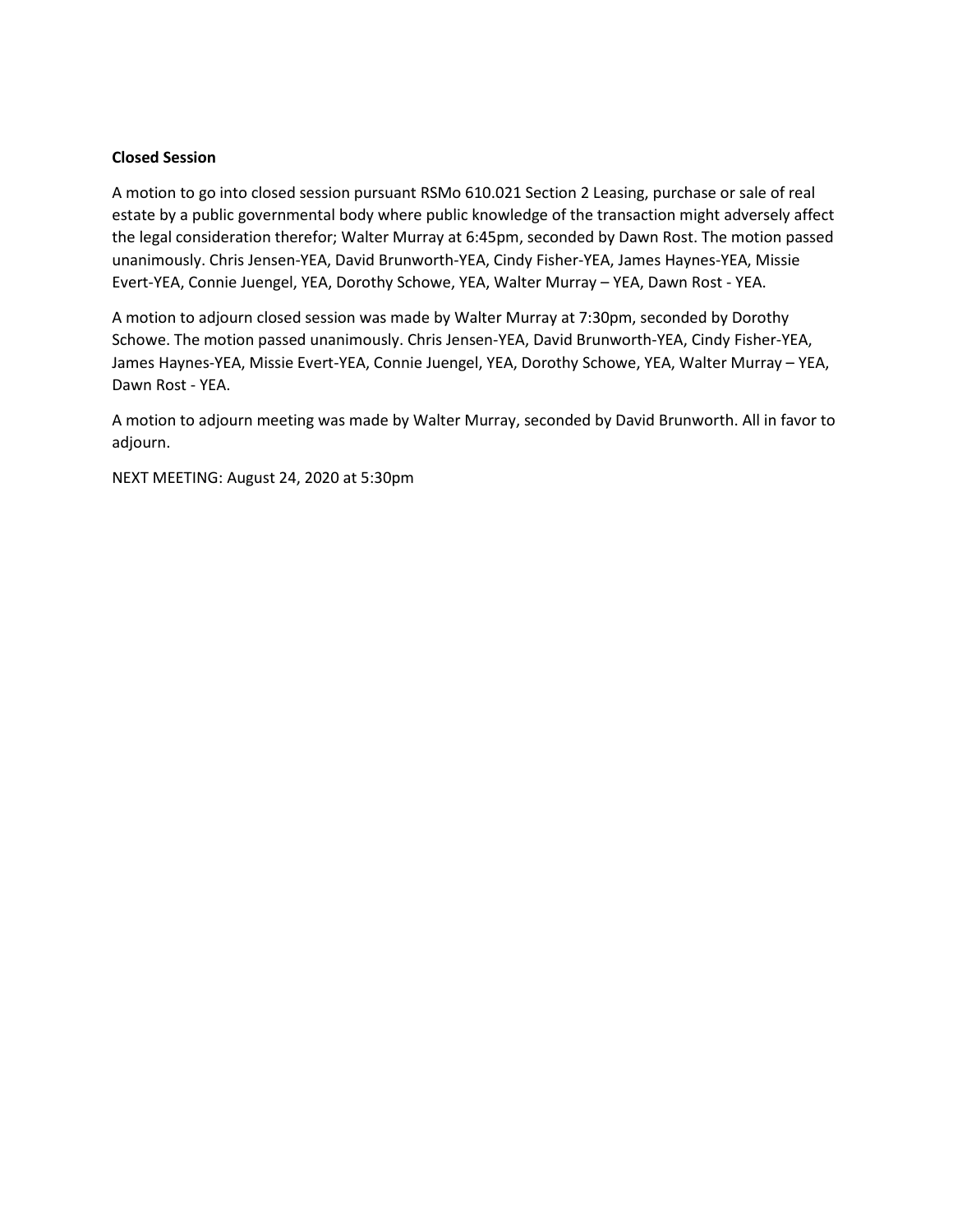**Closed Session**

A motion to go into closed session pursuant RSMo 610.021 Section 2 Leasing, purchase or sale of real estate by a public governmental body where public knowledge of the transaction might adversely affect the legal consideration therefor; Walter Murray at 6:45pm, seconded by Dawn Rost. The motion passed unanimously. Chris Jensen-YEA, David Brunworth-YEA, Cindy Fisher-YEA, James Haynes-YEA, Missie Evert-YEA, Connie Juengel, YEA, Dorothy Schowe, YEA, Walter Murray – YEA, Dawn Rost - YEA.

A motion to adjourn closed session was made by Walter Murray at 7:30pm, seconded by Dorothy Schowe. The motion passed unanimously. Chris Jensen-YEA, David Brunworth-YEA, Cindy Fisher-YEA, James Haynes-YEA, Missie Evert-YEA, Connie Juengel, YEA, Dorothy Schowe, YEA, Walter Murray – YEA, Dawn Rost - YEA.

A motion to adjourn meeting was made by Walter Murray, seconded by David Brunworth. All in favor to adjourn.

NEXT MEETING: August 24, 2020 at 5:30pm